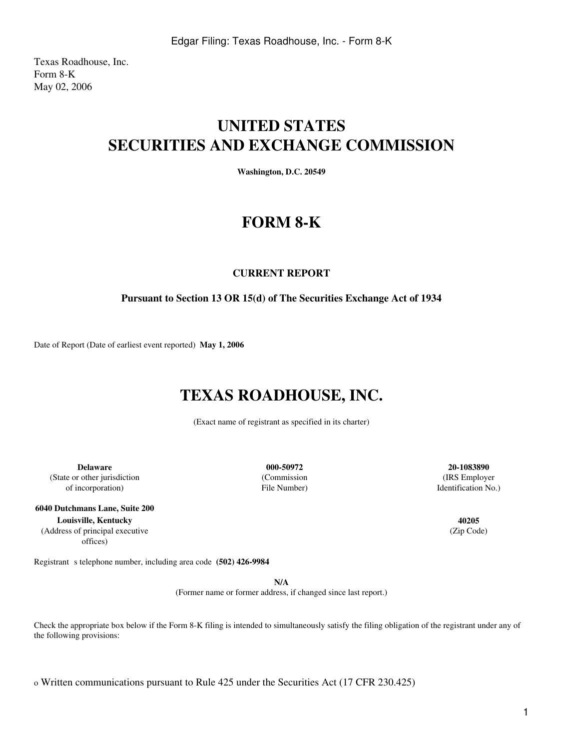Texas Roadhouse, Inc.
Form 8-K
May 02, 2006

# UNITED STATES
# SECURITIES AND EXCHANGE COMMISSION

**Washington, D.C. 20549**

# FORM 8-K

### CURRENT REPORT

**Pursuant to Section 13 OR 15(d) of The Securities Exchange Act of 1934**

Date of Report (Date of earliest event reported) **May 1, 2006**

# TEXAS ROADHOUSE, INC.

(Exact name of registrant as specified in its charter)

| **Delaware** | **000-50972** | **20-1083890** |
|---|---|---|
| (State or other jurisdiction of incorporation) | (Commission File Number) | (IRS Employer Identification No.) |

| **6040 Dutchmans Lane, Suite 200 Louisville, Kentucky** | **40205** |
|---|---|
| (Address of principal executive offices) | (Zip Code) |

Registrant s telephone number, including area code **(502) 426-9984**

**N/A**
(Former name or former address, if changed since last report.)

Check the appropriate box below if the Form 8-K filing is intended to simultaneously satisfy the filing obligation of the registrant under any of the following provisions:

o Written communications pursuant to Rule 425 under the Securities Act (17 CFR 230.425)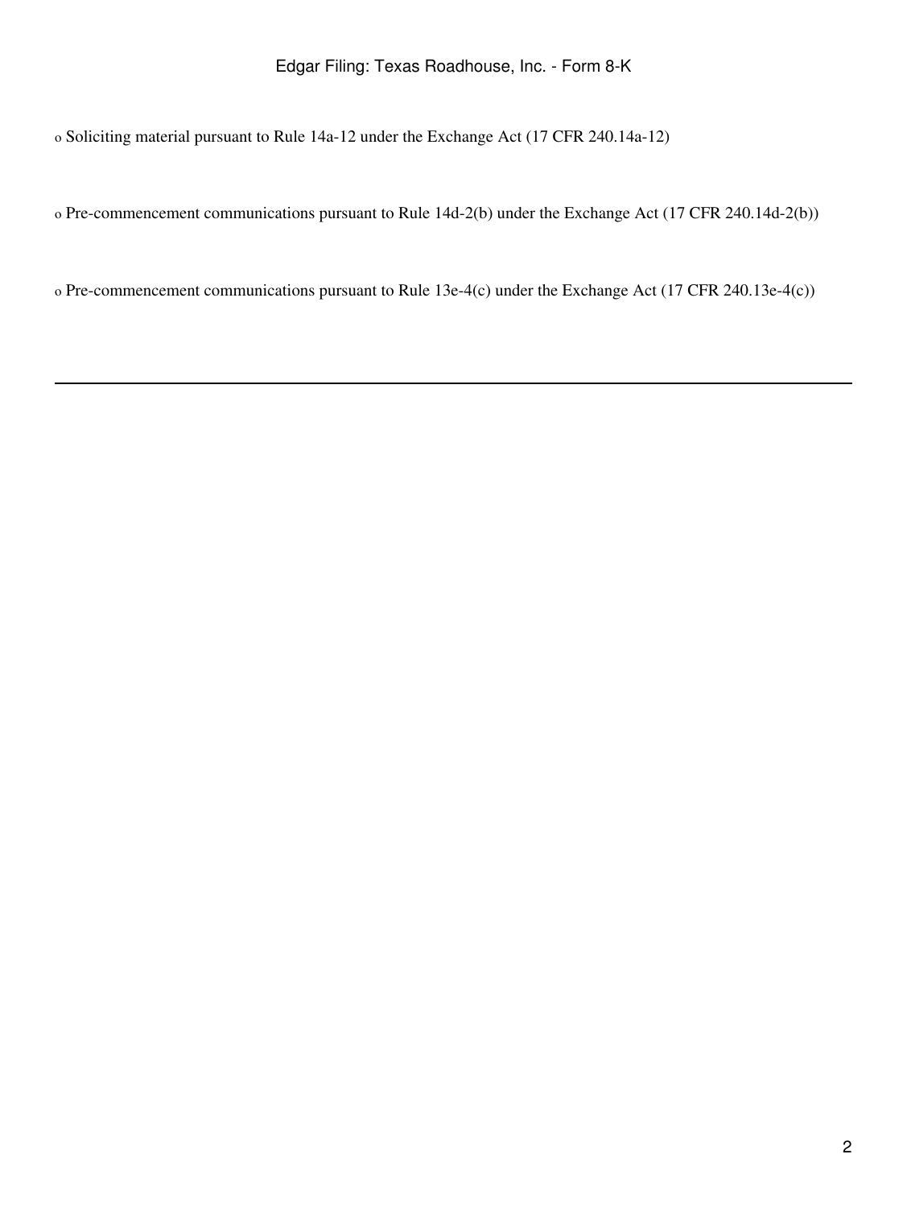o Soliciting material pursuant to Rule 14a-12 under the Exchange Act (17 CFR 240.14a-12)

o Pre-commencement communications pursuant to Rule 14d-2(b) under the Exchange Act (17 CFR 240.14d-2(b))

o Pre-commencement communications pursuant to Rule 13e-4(c) under the Exchange Act (17 CFR 240.13e-4(c))

---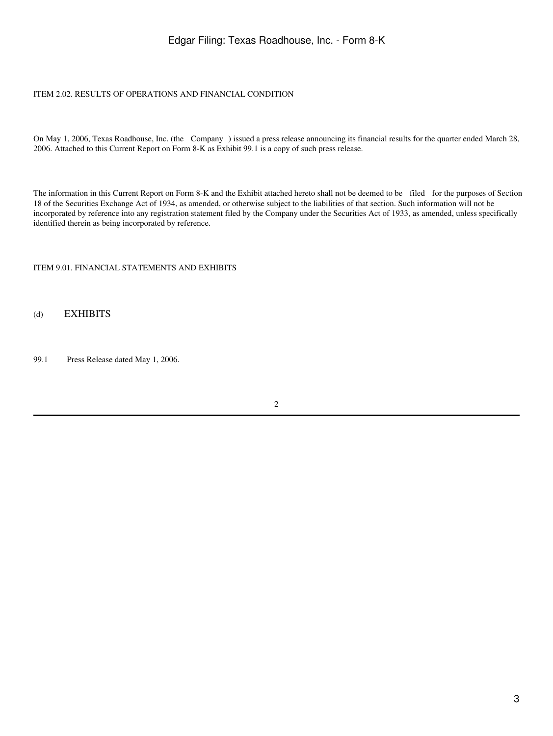ITEM 2.02. RESULTS OF OPERATIONS AND FINANCIAL CONDITION

On May 1, 2006, Texas Roadhouse, Inc. (the Company ) issued a press release announcing its financial results for the quarter ended March 28, 2006. Attached to this Current Report on Form 8-K as Exhibit 99.1 is a copy of such press release.

The information in this Current Report on Form 8-K and the Exhibit attached hereto shall not be deemed to be filed for the purposes of Section 18 of the Securities Exchange Act of 1934, as amended, or otherwise subject to the liabilities of that section. Such information will not be incorporated by reference into any registration statement filed by the Company under the Securities Act of 1933, as amended, unless specifically identified therein as being incorporated by reference.

ITEM 9.01. FINANCIAL STATEMENTS AND EXHIBITS

(d) EXHIBITS

99.1 Press Release dated May 1, 2006.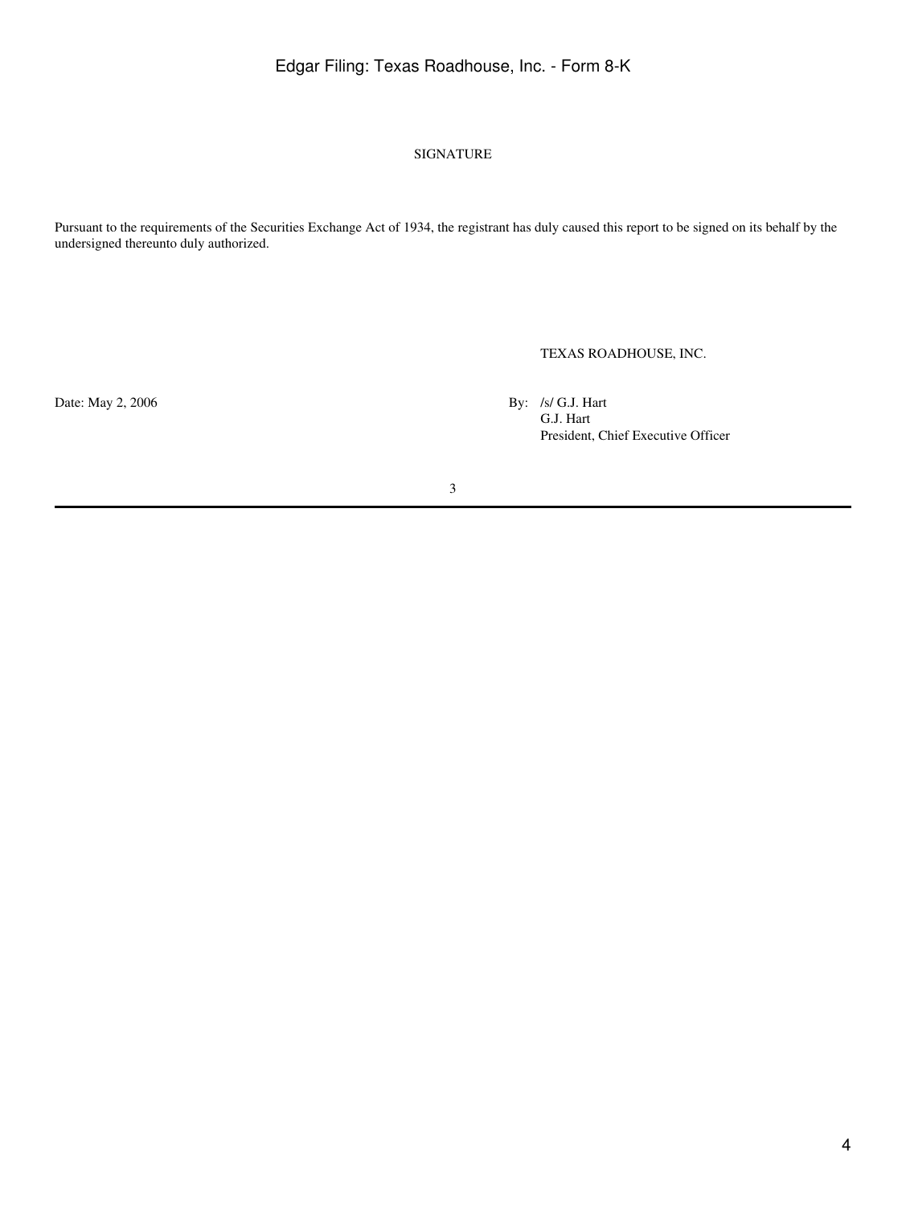## SIGNATURE

Pursuant to the requirements of the Securities Exchange Act of 1934, the registrant has duly caused this report to be signed on its behalf by the undersigned thereunto duly authorized.

TEXAS ROADHOUSE, INC.

Date: May 2, 2006

By: /s/ G.J. Hart
G.J. Hart
President, Chief Executive Officer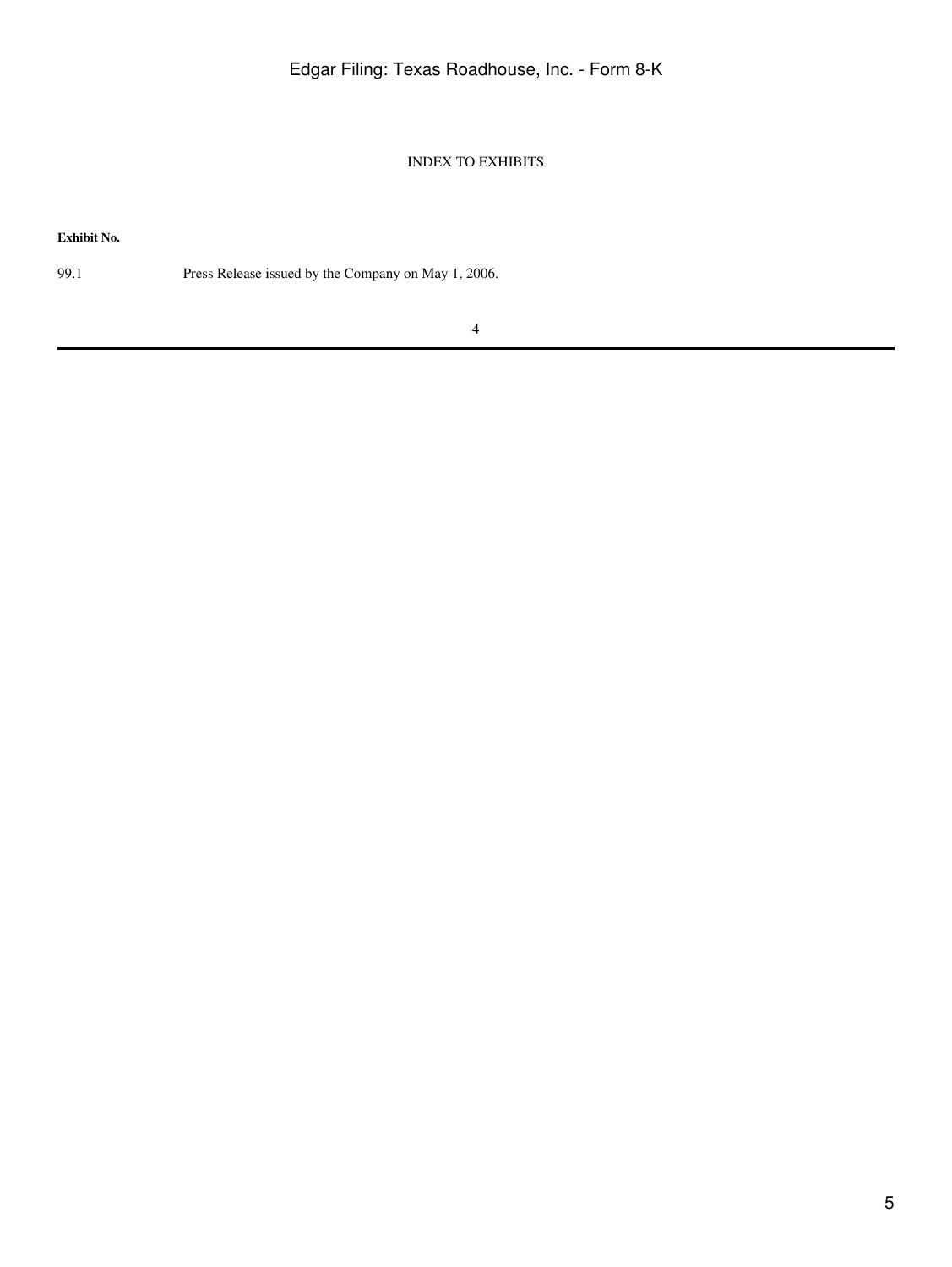INDEX TO EXHIBITS

| Exhibit No. | |
| --- | --- |
| 99.1 | Press Release issued by the Company on May 1, 2006. |